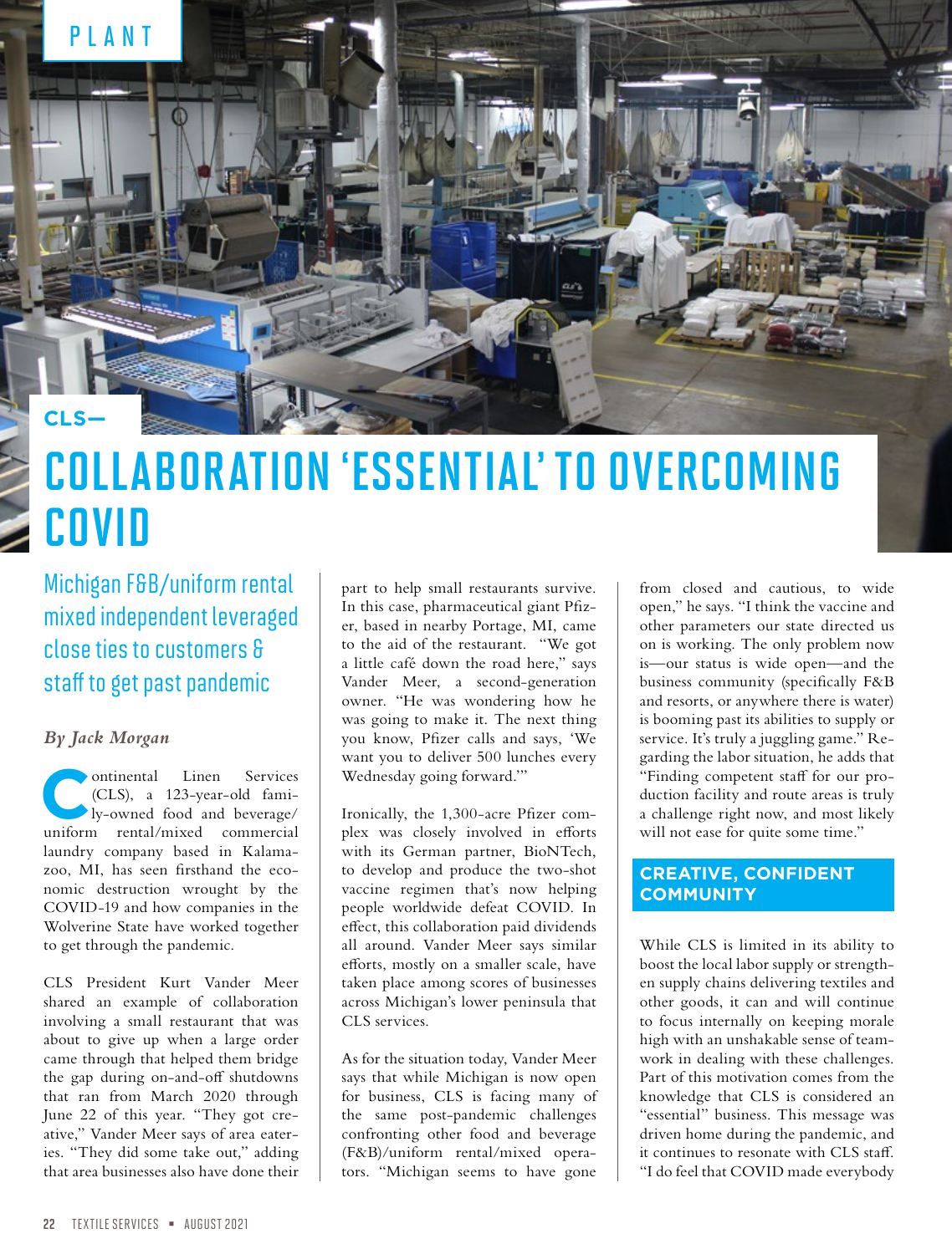PLANT

CLS—

# COLLABORATION 'ESSENTIAL' TO OVERCOMING COVID

## Michigan F&B/uniform rental mixed independent leveraged close ties to customers & staff to get past pandemic

*By Jack Morgan*

Continental Linen Services (CLS), a 123-year-old family-owned food and beverage/uniform rental/mixed commercial laundry company based in Kalamazoo, MI, has seen firsthand the economic destruction wrought by the COVID-19 and how companies in the Wolverine State have worked together to get through the pandemic.

CLS President Kurt Vander Meer shared an example of collaboration involving a small restaurant that was about to give up when a large order came through that helped them bridge the gap during on-and-off shutdowns that ran from March 2020 through June 22 of this year. "They got creative," Vander Meer says of area eateries. "They did some take out," adding that area businesses also have done their part to help small restaurants survive. In this case, pharmaceutical giant Pfizer, based in nearby Portage, MI, came to the aid of the restaurant. "We got a little café down the road here," says Vander Meer, a second-generation owner. "He was wondering how he was going to make it. The next thing you know, Pfizer calls and says, 'We want you to deliver 500 lunches every Wednesday going forward.'"

Ironically, the 1,300-acre Pfizer complex was closely involved in efforts with its German partner, BioNTech, to develop and produce the two-shot vaccine regimen that's now helping people worldwide defeat COVID. In effect, this collaboration paid dividends all around. Vander Meer says similar efforts, mostly on a smaller scale, have taken place among scores of businesses across Michigan's lower peninsula that CLS services.

As for the situation today, Vander Meer says that while Michigan is now open for business, CLS is facing many of the same post-pandemic challenges confronting other food and beverage (F&B)/uniform rental/mixed operators. "Michigan seems to have gone from closed and cautious, to wide open," he says. "I think the vaccine and other parameters our state directed us on is working. The only problem now is—our status is wide open—and the business community (specifically F&B and resorts, or anywhere there is water) is booming past its abilities to supply or service. It's truly a juggling game." Regarding the labor situation, he adds that "Finding competent staff for our production facility and route areas is truly a challenge right now, and most likely will not ease for quite some time."

## CREATIVE, CONFIDENT COMMUNITY

While CLS is limited in its ability to boost the local labor supply or strengthen supply chains delivering textiles and other goods, it can and will continue to focus internally on keeping morale high with an unshakable sense of teamwork in dealing with these challenges. Part of this motivation comes from the knowledge that CLS is considered an "essential" business. This message was driven home during the pandemic, and it continues to resonate with CLS staff. "I do feel that COVID made everybody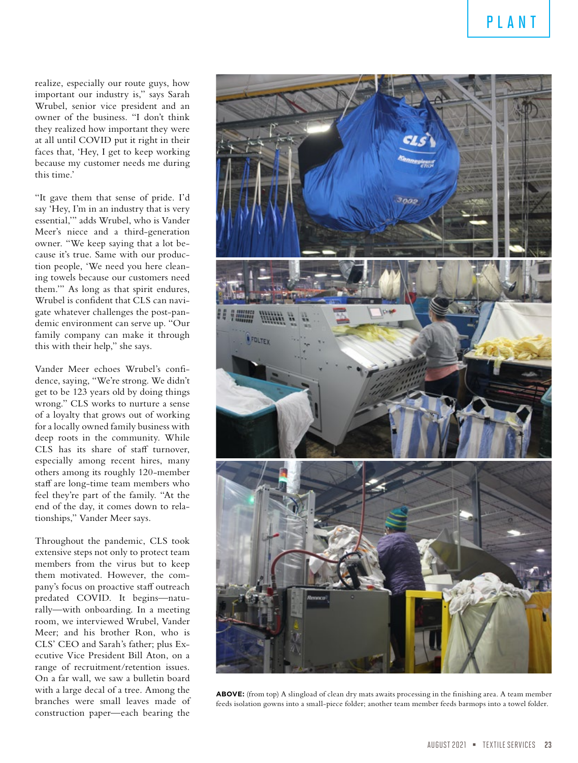realize, especially our route guys, how important our industry is," says Sarah Wrubel, senior vice president and an owner of the business. "I don't think they realized how important they were at all until COVID put it right in their faces that, 'Hey, I get to keep working because my customer needs me during this time.'

"It gave them that sense of pride. I'd say 'Hey, I'm in an industry that is very essential,'" adds Wrubel, who is Vander Meer's niece and a third-generation owner. "We keep saying that a lot because it's true. Same with our production people, 'We need you here cleaning towels because our customers need them.'" As long as that spirit endures, Wrubel is confident that CLS can navigate whatever challenges the post-pandemic environment can serve up. "Our family company can make it through this with their help," she says.

Vander Meer echoes Wrubel's confidence, saying, "We're strong. We didn't get to be 123 years old by doing things wrong." CLS works to nurture a sense of a loyalty that grows out of working for a locally owned family business with deep roots in the community. While CLS has its share of staff turnover, especially among recent hires, many others among its roughly 120-member staff are long-time team members who feel they're part of the family. "At the end of the day, it comes down to relationships," Vander Meer says.

Throughout the pandemic, CLS took extensive steps not only to protect team members from the virus but to keep them motivated. However, the company's focus on proactive staff outreach predated COVID. It begins—naturally—with onboarding. In a meeting room, we interviewed Wrubel, Vander Meer; and his brother Ron, who is CLS' CEO and Sarah's father; plus Executive Vice President Bill Aton, on a range of recruitment/retention issues. On a far wall, we saw a bulletin board with a large decal of a tree. Among the branches were small leaves made of construction paper—each bearing the

**ABOVE:** (from top) A slingload of clean dry mats awaits processing in the finishing area. A team member feeds isolation gowns into a small-piece folder; another team member feeds barmops into a towel folder.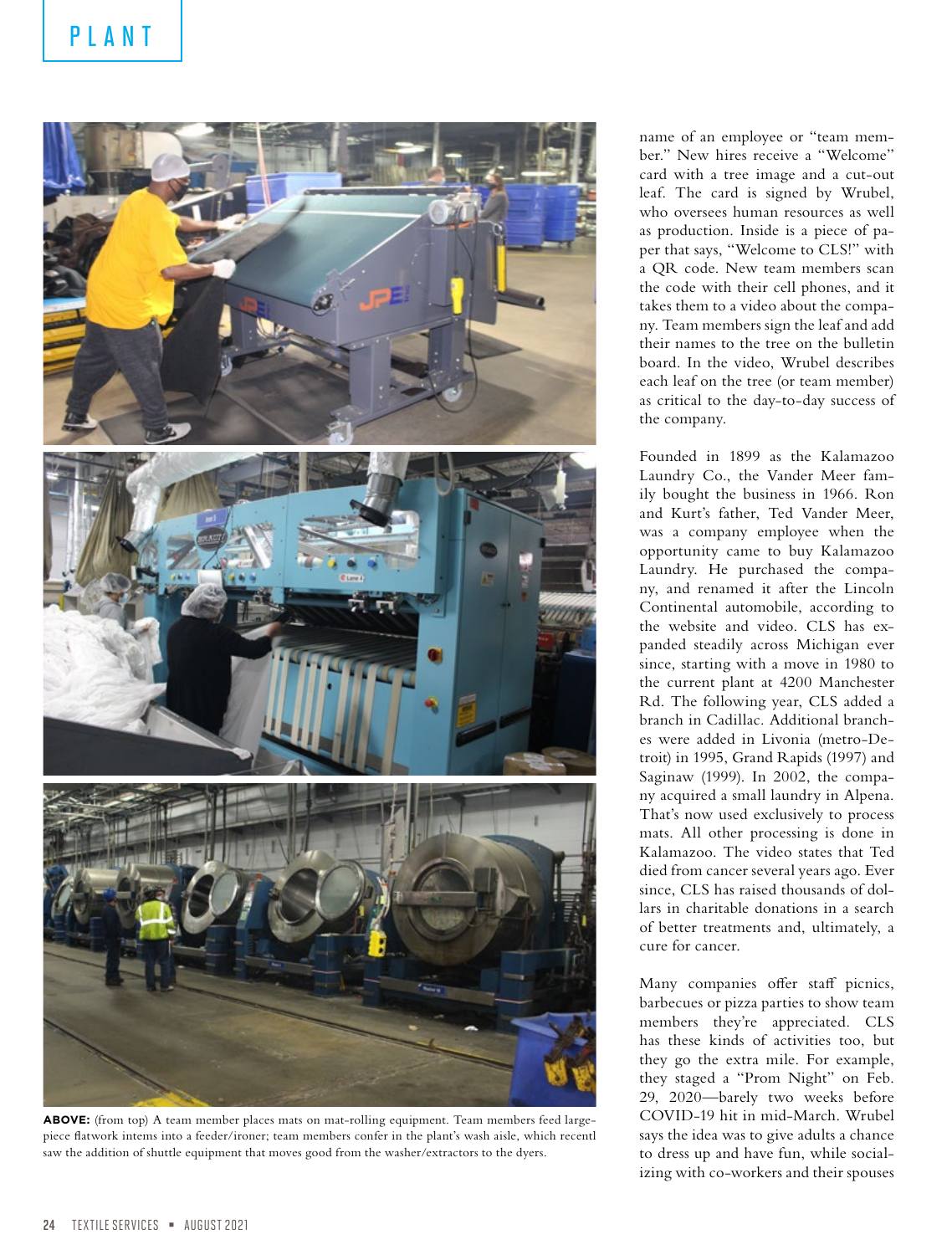**ABOVE:** (from top) A team member places mats on mat-rolling equipment. Team members feed large-piece flatwork intems into a feeder/ironer; team members confer in the plant's wash aisle, which recentl saw the addition of shuttle equipment that moves good from the washer/extractors to the dyers.

name of an employee or "team member." New hires receive a "Welcome" card with a tree image and a cut-out leaf. The card is signed by Wrubel, who oversees human resources as well as production. Inside is a piece of paper that says, "Welcome to CLS!" with a QR code. New team members scan the code with their cell phones, and it takes them to a video about the company. Team members sign the leaf and add their names to the tree on the bulletin board. In the video, Wrubel describes each leaf on the tree (or team member) as critical to the day-to-day success of the company.

Founded in 1899 as the Kalamazoo Laundry Co., the Vander Meer family bought the business in 1966. Ron and Kurt's father, Ted Vander Meer, was a company employee when the opportunity came to buy Kalamazoo Laundry. He purchased the company, and renamed it after the Lincoln Continental automobile, according to the website and video. CLS has expanded steadily across Michigan ever since, starting with a move in 1980 to the current plant at 4200 Manchester Rd. The following year, CLS added a branch in Cadillac. Additional branches were added in Livonia (metro-Detroit) in 1995, Grand Rapids (1997) and Saginaw (1999). In 2002, the company acquired a small laundry in Alpena. That's now used exclusively to process mats. All other processing is done in Kalamazoo. The video states that Ted died from cancer several years ago. Ever since, CLS has raised thousands of dollars in charitable donations in a search of better treatments and, ultimately, a cure for cancer.

Many companies offer staff picnics, barbecues or pizza parties to show team members they're appreciated. CLS has these kinds of activities too, but they go the extra mile. For example, they staged a "Prom Night" on Feb. 29, 2020—barely two weeks before COVID-19 hit in mid-March. Wrubel says the idea was to give adults a chance to dress up and have fun, while socializing with co-workers and their spouses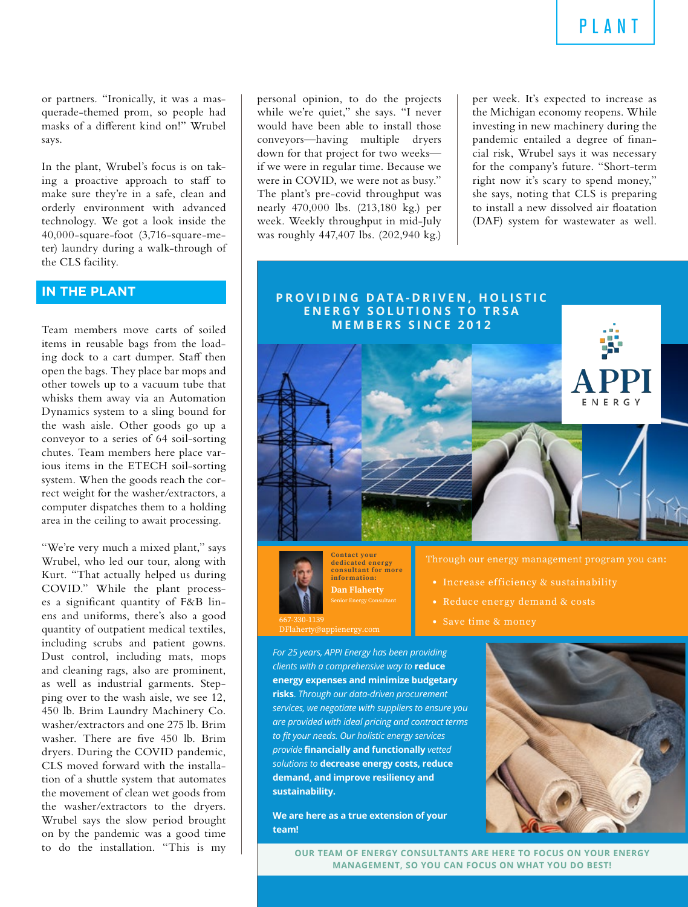or partners. "Ironically, it was a masquerade-themed prom, so people had masks of a different kind on!" Wrubel says.

In the plant, Wrubel's focus is on taking a proactive approach to staff to make sure they're in a safe, clean and orderly environment with advanced technology. We got a look inside the 40,000-square-foot (3,716-square-meter) laundry during a walk-through of the CLS facility.

## IN THE PLANT

Team members move carts of soiled items in reusable bags from the loading dock to a cart dumper. Staff then open the bags. They place bar mops and other towels up to a vacuum tube that whisks them away via an Automation Dynamics system to a sling bound for the wash aisle. Other goods go up a conveyor to a series of 64 soil-sorting chutes. Team members here place various items in the ETECH soil-sorting system. When the goods reach the correct weight for the washer/extractors, a computer dispatches them to a holding area in the ceiling to await processing.

"We're very much a mixed plant," says Wrubel, who led our tour, along with Kurt. "That actually helped us during COVID." While the plant processes a significant quantity of F&B linens and uniforms, there's also a good quantity of outpatient medical textiles, including scrubs and patient gowns. Dust control, including mats, mops and cleaning rags, also are prominent, as well as industrial garments. Stepping over to the wash aisle, we see 12, 450 lb. Brim Laundry Machinery Co. washer/extractors and one 275 lb. Brim washer. There are five 450 lb. Brim dryers. During the COVID pandemic, CLS moved forward with the installation of a shuttle system that automates the movement of clean wet goods from the washer/extractors to the dryers. Wrubel says the slow period brought on by the pandemic was a good time to do the installation. "This is my personal opinion, to do the projects while we're quiet," she says. "I never would have been able to install those conveyors—having multiple dryers down for that project for two weeks—if we were in regular time. Because we were in COVID, we were not as busy." The plant's pre-covid throughput was nearly 470,000 lbs. (213,180 kg.) per week. Weekly throughput in mid-July was roughly 447,407 lbs. (202,940 kg.) per week. It's expected to increase as the Michigan economy reopens. While investing in new machinery during the pandemic entailed a degree of financial risk, Wrubel says it was necessary for the company's future. "Short-term right now it's scary to spend money," she says, noting that CLS is preparing to install a new dissolved air floatation (DAF) system for wastewater as well.

**PROVIDING DATA-DRIVEN, HOLISTIC ENERGY SOLUTIONS TO TRSA MEMBERS SINCE 2012**

APPI ENERGY

Contact your dedicated energy consultant for more information:
**Dan Flaherty**
Senior Energy Consultant
667-330-1139
DFlaherty@appienergy.com

Through our energy management program you can:

- Increase efficiency & sustainability
- Reduce energy demand & costs
- Save time & money

*For 25 years, APPI Energy has been providing clients with a comprehensive way to* **reduce energy expenses and minimize budgetary risks**. *Through our data-driven procurement services, we negotiate with suppliers to ensure you are provided with ideal pricing and contract terms to fit your needs. Our holistic energy services provide* **financially and functionally** *vetted solutions to* **decrease energy costs, reduce demand, and improve resiliency and sustainability.**

**We are here as a true extension of your team!**

**OUR TEAM OF ENERGY CONSULTANTS ARE HERE TO FOCUS ON YOUR ENERGY MANAGEMENT, SO YOU CAN FOCUS ON WHAT YOU DO BEST!**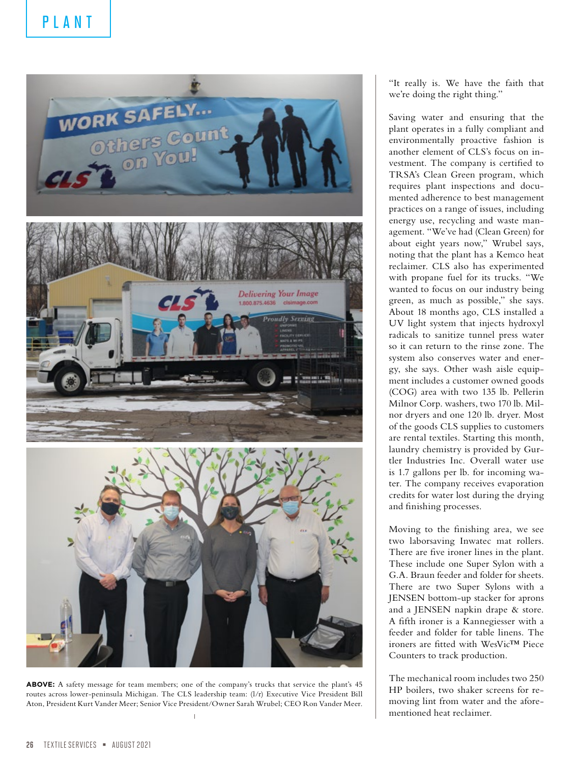**ABOVE:** A safety message for team members; one of the company's trucks that service the plant's 45 routes across lower-peninsula Michigan. The CLS leadership team: (l/r) Executive Vice President Bill Aton, President Kurt Vander Meer; Senior Vice President/Owner Sarah Wrubel; CEO Ron Vander Meer.

"It really is. We have the faith that we're doing the right thing."

Saving water and ensuring that the plant operates in a fully compliant and environmentally proactive fashion is another element of CLS's focus on investment. The company is certified to TRSA's Clean Green program, which requires plant inspections and documented adherence to best management practices on a range of issues, including energy use, recycling and waste management. "We've had (Clean Green) for about eight years now," Wrubel says, noting that the plant has a Kemco heat reclaimer. CLS also has experimented with propane fuel for its trucks. "We wanted to focus on our industry being green, as much as possible," she says. About 18 months ago, CLS installed a UV light system that injects hydroxyl radicals to sanitize tunnel press water so it can return to the rinse zone. The system also conserves water and energy, she says. Other wash aisle equipment includes a customer owned goods (COG) area with two 135 lb. Pellerin Milnor Corp. washers, two 170 lb. Milnor dryers and one 120 lb. dryer. Most of the goods CLS supplies to customers are rental textiles. Starting this month, laundry chemistry is provided by Gurtler Industries Inc. Overall water use is 1.7 gallons per lb. for incoming water. The company receives evaporation credits for water lost during the drying and finishing processes.

Moving to the finishing area, we see two laborsaving Inwatec mat rollers. There are five ironer lines in the plant. These include one Super Sylon with a G.A. Braun feeder and folder for sheets. There are two Super Sylons with a JENSEN bottom-up stacker for aprons and a JENSEN napkin drape & store. A fifth ironer is a Kannegiesser with a feeder and folder for table linens. The ironers are fitted with WesVic™ Piece Counters to track production.

The mechanical room includes two 250 HP boilers, two shaker screens for removing lint from water and the aforementioned heat reclaimer.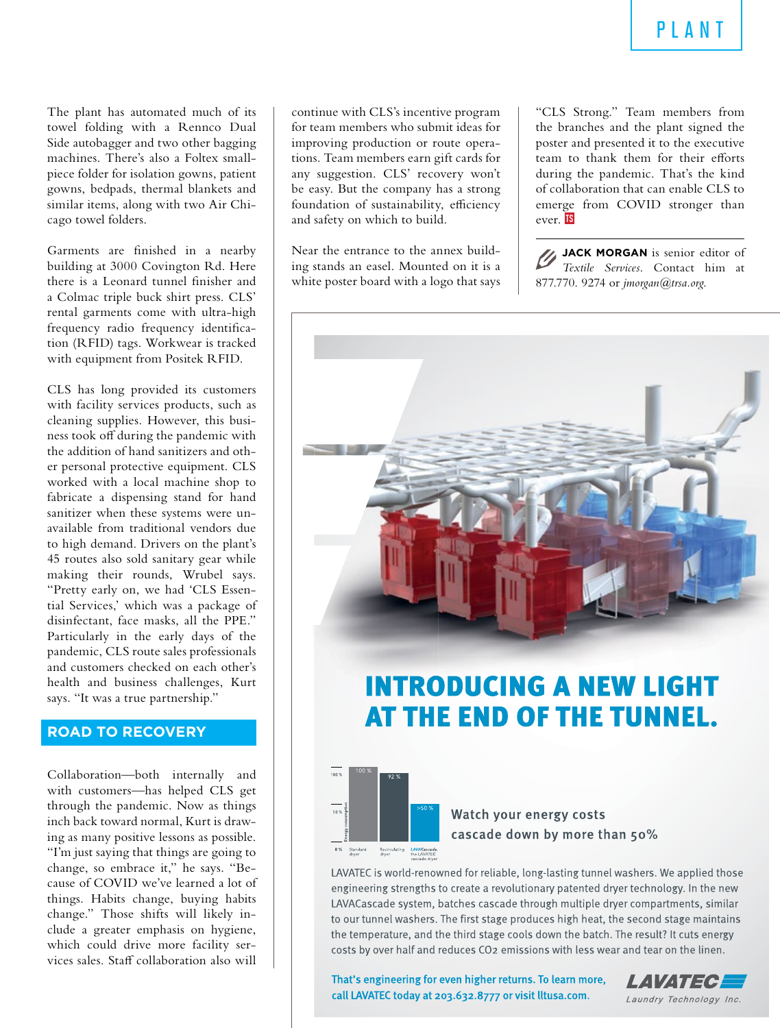The plant has automated much of its towel folding with a Rennco Dual Side autobagger and two other bagging machines. There's also a Foltex small-piece folder for isolation gowns, patient gowns, bedpads, thermal blankets and similar items, along with two Air Chicago towel folders.

Garments are finished in a nearby building at 3000 Covington Rd. Here there is a Leonard tunnel finisher and a Colmac triple buck shirt press. CLS' rental garments come with ultra-high frequency radio frequency identification (RFID) tags. Workwear is tracked with equipment from Positek RFID.

CLS has long provided its customers with facility services products, such as cleaning supplies. However, this business took off during the pandemic with the addition of hand sanitizers and other personal protective equipment. CLS worked with a local machine shop to fabricate a dispensing stand for hand sanitizer when these systems were unavailable from traditional vendors due to high demand. Drivers on the plant's 45 routes also sold sanitary gear while making their rounds, Wrubel says. "Pretty early on, we had 'CLS Essential Services,' which was a package of disinfectant, face masks, all the PPE." Particularly in the early days of the pandemic, CLS route sales professionals and customers checked on each other's health and business challenges, Kurt says. "It was a true partnership."

## ROAD TO RECOVERY

Collaboration—both internally and with customers—has helped CLS get through the pandemic. Now as things inch back toward normal, Kurt is drawing as many positive lessons as possible. "I'm just saying that things are going to change, so embrace it," he says. "Because of COVID we've learned a lot of things. Habits change, buying habits change." Those shifts will likely include a greater emphasis on hygiene, which could drive more facility services sales. Staff collaboration also will continue with CLS's incentive program for team members who submit ideas for improving production or route operations. Team members earn gift cards for any suggestion. CLS' recovery won't be easy. But the company has a strong foundation of sustainability, efficiency and safety on which to build.

Near the entrance to the annex building stands an easel. Mounted on it is a white poster board with a logo that says "CLS Strong." Team members from the branches and the plant signed the poster and presented it to the executive team to thank them for their efforts during the pandemic. That's the kind of collaboration that can enable CLS to emerge from COVID stronger than ever. TS

**JACK MORGAN** is senior editor of *Textile Services*. Contact him at 877.770. 9274 or *jmorgan@trsa.org*.

# INTRODUCING A NEW LIGHT AT THE END OF THE TUNNEL.

100 %
50 %
0 %
Energy consumption
100 %
92 %
>50 %
Standard dryer
Recirculating dryer
LAVACascade, the LAVATEC cascade dryer

Watch your energy costs cascade down by more than 50%

LAVATEC is world-renowned for reliable, long-lasting tunnel washers. We applied those engineering strengths to create a revolutionary patented dryer technology. In the new LAVACascade system, batches cascade through multiple dryer compartments, similar to our tunnel washers. The first stage produces high heat, the second stage maintains the temperature, and the third stage cools down the batch. The result? It cuts energy costs by over half and reduces $CO_2$ emissions with less wear and tear on the linen.

That's engineering for even higher returns. To learn more, call LAVATEC today at 203.632.8777 or visit lltusa.com.

LAVATEC Laundry Technology Inc.